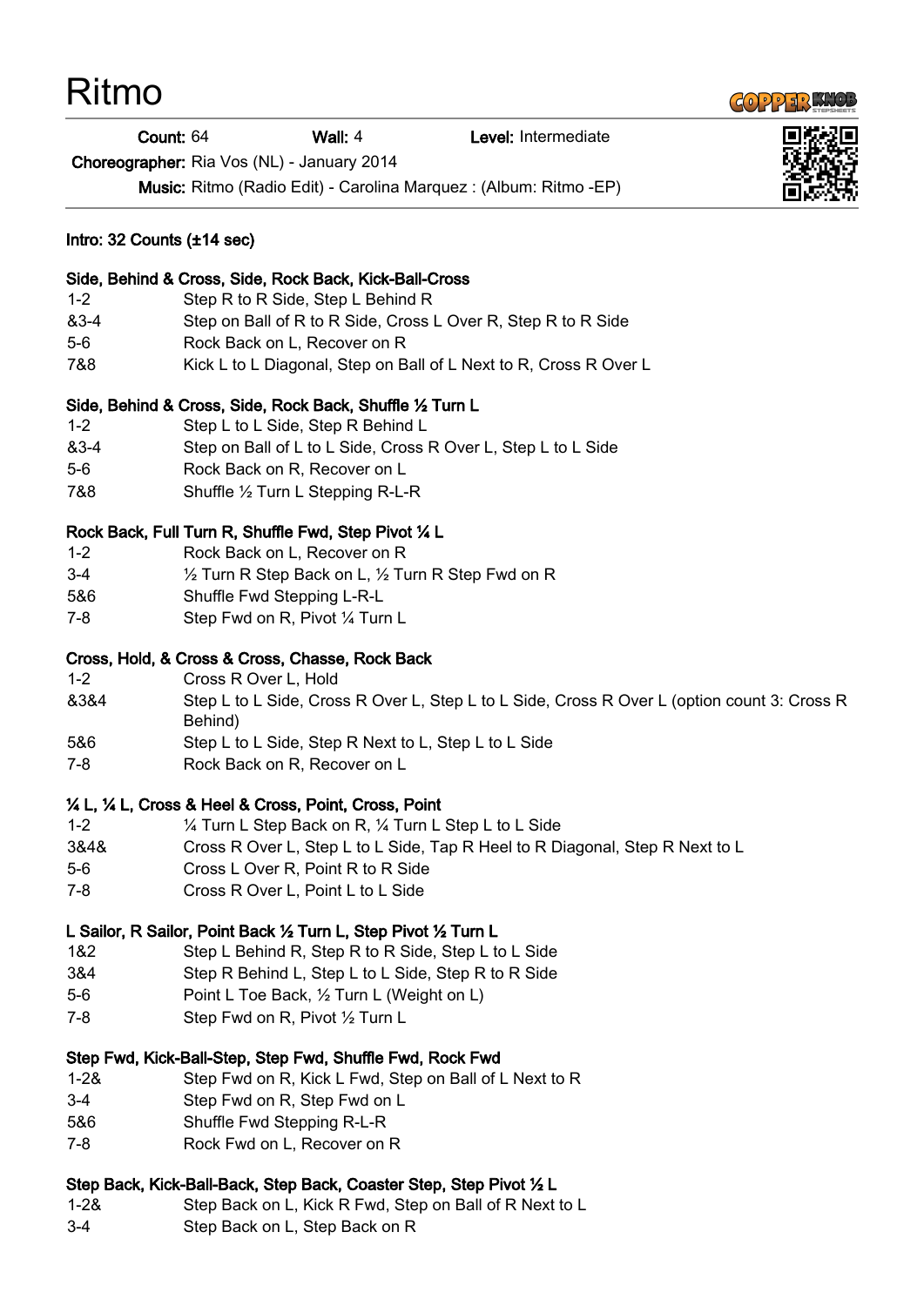# Ritmo

**Count:** 64 **Wall:** 4 **Level:** Intermediate

**Choreographer:** Ria Vos (NL) - January 2014

**Music:** Ritmo (Radio Edit) - Carolina Marquez : (Album: Ritmo -EP)

**Intro: 32 Counts (±14 sec)**

**Side, Behind & Cross, Side, Rock Back, Kick-Ball-Cross**

| | |
|---|---|
| 1-2 | Step R to R Side, Step L Behind R |
| &3-4 | Step on Ball of R to R Side, Cross L Over R, Step R to R Side |
| 5-6 | Rock Back on L, Recover on R |
| 7&8 | Kick L to L Diagonal, Step on Ball of L Next to R, Cross R Over L |

**Side, Behind & Cross, Side, Rock Back, Shuffle ½ Turn L**

| | |
|---|---|
| 1-2 | Step L to L Side, Step R Behind L |
| &3-4 | Step on Ball of L to L Side, Cross R Over L, Step L to L Side |
| 5-6 | Rock Back on R, Recover on L |
| 7&8 | Shuffle ½ Turn L Stepping R-L-R |

**Rock Back, Full Turn R, Shuffle Fwd, Step Pivot ¼ L**

| | |
|---|---|
| 1-2 | Rock Back on L, Recover on R |
| 3-4 | ½ Turn R Step Back on L, ½ Turn R Step Fwd on R |
| 5&6 | Shuffle Fwd Stepping L-R-L |
| 7-8 | Step Fwd on R, Pivot ¼ Turn L |

**Cross, Hold, & Cross & Cross, Chasse, Rock Back**

| | |
|---|---|
| 1-2 | Cross R Over L, Hold |
| &3&4 | Step L to L Side, Cross R Over L, Step L to L Side, Cross R Over L (option count 3: Cross R Behind) |
| 5&6 | Step L to L Side, Step R Next to L, Step L to L Side |
| 7-8 | Rock Back on R, Recover on L |

**¼ L, ¼ L, Cross & Heel & Cross, Point, Cross, Point**

| | |
|---|---|
| 1-2 | ¼ Turn L Step Back on R, ¼ Turn L Step L to L Side |
| 3&4& | Cross R Over L, Step L to L Side, Tap R Heel to R Diagonal, Step R Next to L |
| 5-6 | Cross L Over R, Point R to R Side |
| 7-8 | Cross R Over L, Point L to L Side |

**L Sailor, R Sailor, Point Back ½ Turn L, Step Pivot ½ Turn L**

| | |
|---|---|
| 1&2 | Step L Behind R, Step R to R Side, Step L to L Side |
| 3&4 | Step R Behind L, Step L to L Side, Step R to R Side |
| 5-6 | Point L Toe Back, ½ Turn L (Weight on L) |
| 7-8 | Step Fwd on R, Pivot ½ Turn L |

**Step Fwd, Kick-Ball-Step, Step Fwd, Shuffle Fwd, Rock Fwd**

| | |
|---|---|
| 1-2& | Step Fwd on R, Kick L Fwd, Step on Ball of L Next to R |
| 3-4 | Step Fwd on R, Step Fwd on L |
| 5&6 | Shuffle Fwd Stepping R-L-R |
| 7-8 | Rock Fwd on L, Recover on R |

**Step Back, Kick-Ball-Back, Step Back, Coaster Step, Step Pivot ½ L**

| | |
|---|---|
| 1-2& | Step Back on L, Kick R Fwd, Step on Ball of R Next to L |
| 3-4 | Step Back on L, Step Back on R |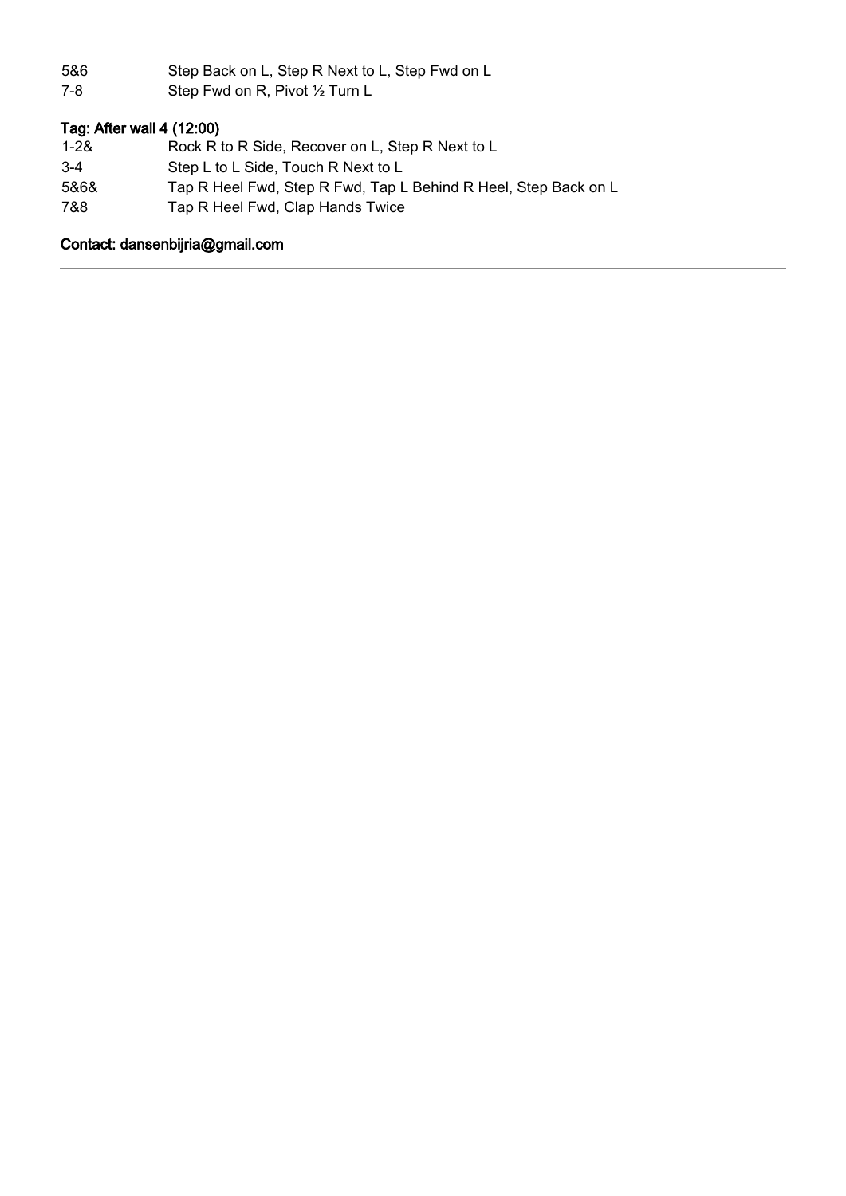| | |
|---|---|
| 5&6 | Step Back on L, Step R Next to L, Step Fwd on L |
| 7-8 | Step Fwd on R, Pivot ½ Turn L |

**Tag: After wall 4 (12:00)**

| | |
|---|---|
| 1-2& | Rock R to R Side, Recover on L, Step R Next to L |
| 3-4 | Step L to L Side, Touch R Next to L |
| 5&6& | Tap R Heel Fwd, Step R Fwd, Tap L Behind R Heel, Step Back on L |
| 7&8 | Tap R Heel Fwd, Clap Hands Twice |

**Contact: dansenbijria@gmail.com**